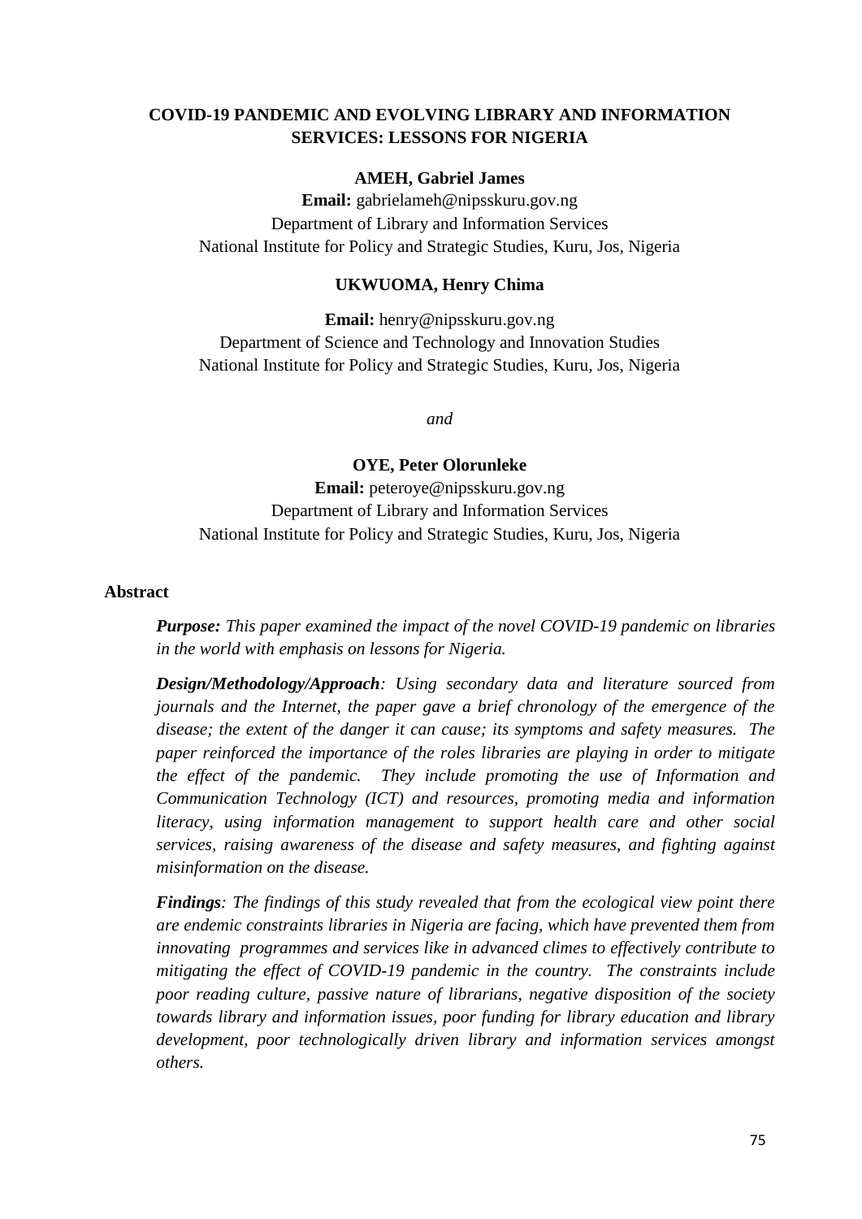# COVID-19 PANDEMIC AND EVOLVING LIBRARY AND INFORMATION SERVICES: LESSONS FOR NIGERIA

**AMEH, Gabriel James**

**Email:** gabrielameh@nipsskuru.gov.ng
Department of Library and Information Services
National Institute for Policy and Strategic Studies, Kuru, Jos, Nigeria

**UKWUOMA, Henry Chima**

**Email:** henry@nipsskuru.gov.ng
Department of Science and Technology and Innovation Studies
National Institute for Policy and Strategic Studies, Kuru, Jos, Nigeria

*and*

**OYE, Peter Olorunleke**

**Email:** peteroye@nipsskuru.gov.ng
Department of Library and Information Services
National Institute for Policy and Strategic Studies, Kuru, Jos, Nigeria

## Abstract

***Purpose:*** *This paper examined the impact of the novel COVID-19 pandemic on libraries in the world with emphasis on lessons for Nigeria.*

***Design/Methodology/Approach****: Using secondary data and literature sourced from journals and the Internet, the paper gave a brief chronology of the emergence of the disease; the extent of the danger it can cause; its symptoms and safety measures. The paper reinforced the importance of the roles libraries are playing in order to mitigate the effect of the pandemic. They include promoting the use of Information and Communication Technology (ICT) and resources, promoting media and information literacy, using information management to support health care and other social services, raising awareness of the disease and safety measures, and fighting against misinformation on the disease.*

***Findings****: The findings of this study revealed that from the ecological view point there are endemic constraints libraries in Nigeria are facing, which have prevented them from innovating programmes and services like in advanced climes to effectively contribute to mitigating the effect of COVID-19 pandemic in the country. The constraints include poor reading culture, passive nature of librarians, negative disposition of the society towards library and information issues, poor funding for library education and library development, poor technologically driven library and information services amongst others.*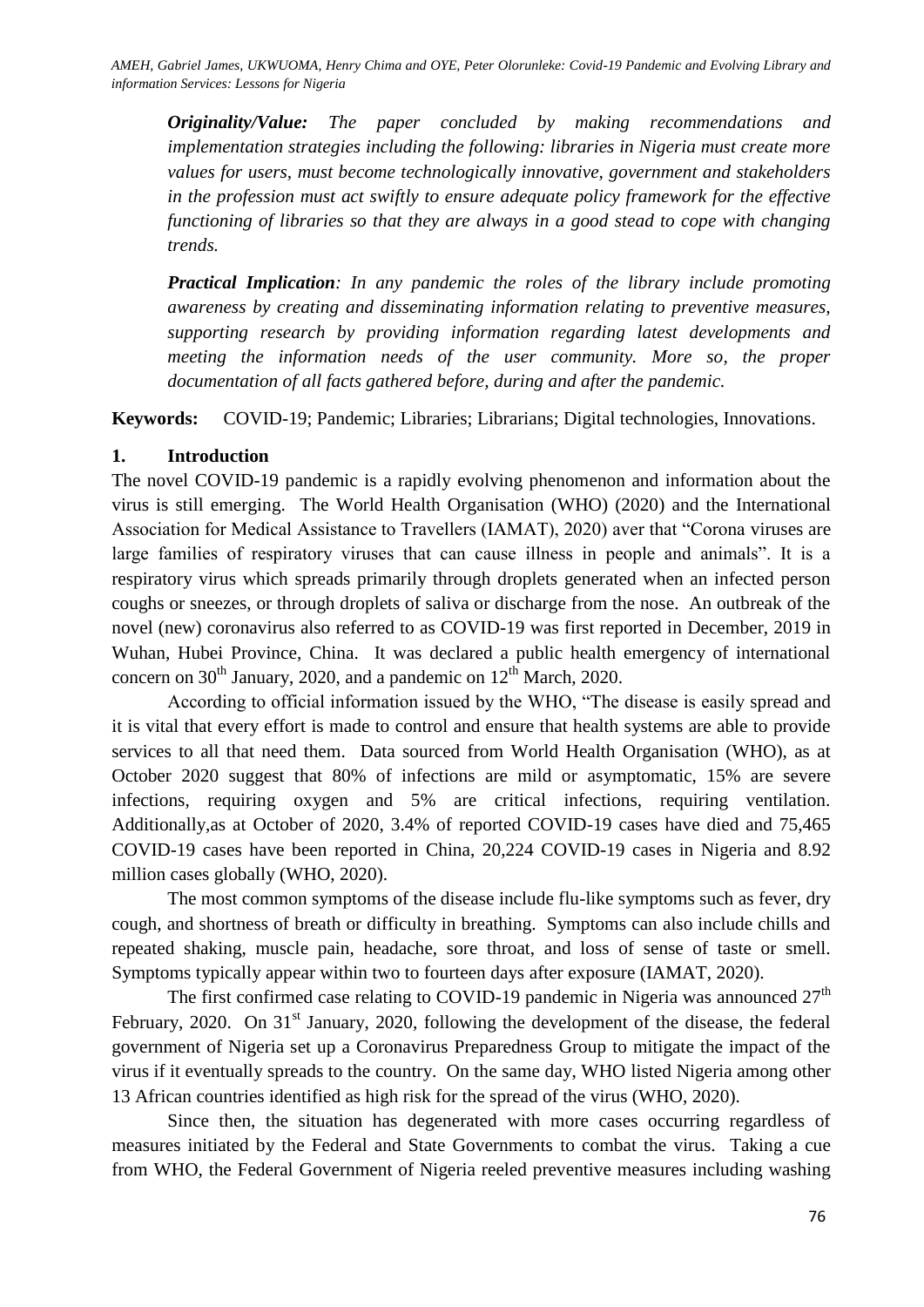*Originality/Value: The paper concluded by making recommendations and implementation strategies including the following: libraries in Nigeria must create more values for users, must become technologically innovative, government and stakeholders in the profession must act swiftly to ensure adequate policy framework for the effective functioning of libraries so that they are always in a good stead to cope with changing trends.*

***Practical Implication**: In any pandemic the roles of the library include promoting awareness by creating and disseminating information relating to preventive measures, supporting research by providing information regarding latest developments and meeting the information needs of the user community. More so, the proper documentation of all facts gathered before, during and after the pandemic.*

**Keywords:** COVID-19; Pandemic; Libraries; Librarians; Digital technologies, Innovations.

## 1. Introduction

The novel COVID-19 pandemic is a rapidly evolving phenomenon and information about the virus is still emerging. The World Health Organisation (WHO) (2020) and the International Association for Medical Assistance to Travellers (IAMAT), 2020) aver that "Corona viruses are large families of respiratory viruses that can cause illness in people and animals". It is a respiratory virus which spreads primarily through droplets generated when an infected person coughs or sneezes, or through droplets of saliva or discharge from the nose. An outbreak of the novel (new) coronavirus also referred to as COVID-19 was first reported in December, 2019 in Wuhan, Hubei Province, China. It was declared a public health emergency of international concern on 30th January, 2020, and a pandemic on 12th March, 2020.

According to official information issued by the WHO, "The disease is easily spread and it is vital that every effort is made to control and ensure that health systems are able to provide services to all that need them. Data sourced from World Health Organisation (WHO), as at October 2020 suggest that 80% of infections are mild or asymptomatic, 15% are severe infections, requiring oxygen and 5% are critical infections, requiring ventilation. Additionally,as at October of 2020, 3.4% of reported COVID-19 cases have died and 75,465 COVID-19 cases have been reported in China, 20,224 COVID-19 cases in Nigeria and 8.92 million cases globally (WHO, 2020).

The most common symptoms of the disease include flu-like symptoms such as fever, dry cough, and shortness of breath or difficulty in breathing. Symptoms can also include chills and repeated shaking, muscle pain, headache, sore throat, and loss of sense of taste or smell. Symptoms typically appear within two to fourteen days after exposure (IAMAT, 2020).

The first confirmed case relating to COVID-19 pandemic in Nigeria was announced 27th February, 2020. On 31st January, 2020, following the development of the disease, the federal government of Nigeria set up a Coronavirus Preparedness Group to mitigate the impact of the virus if it eventually spreads to the country. On the same day, WHO listed Nigeria among other 13 African countries identified as high risk for the spread of the virus (WHO, 2020).

Since then, the situation has degenerated with more cases occurring regardless of measures initiated by the Federal and State Governments to combat the virus. Taking a cue from WHO, the Federal Government of Nigeria reeled preventive measures including washing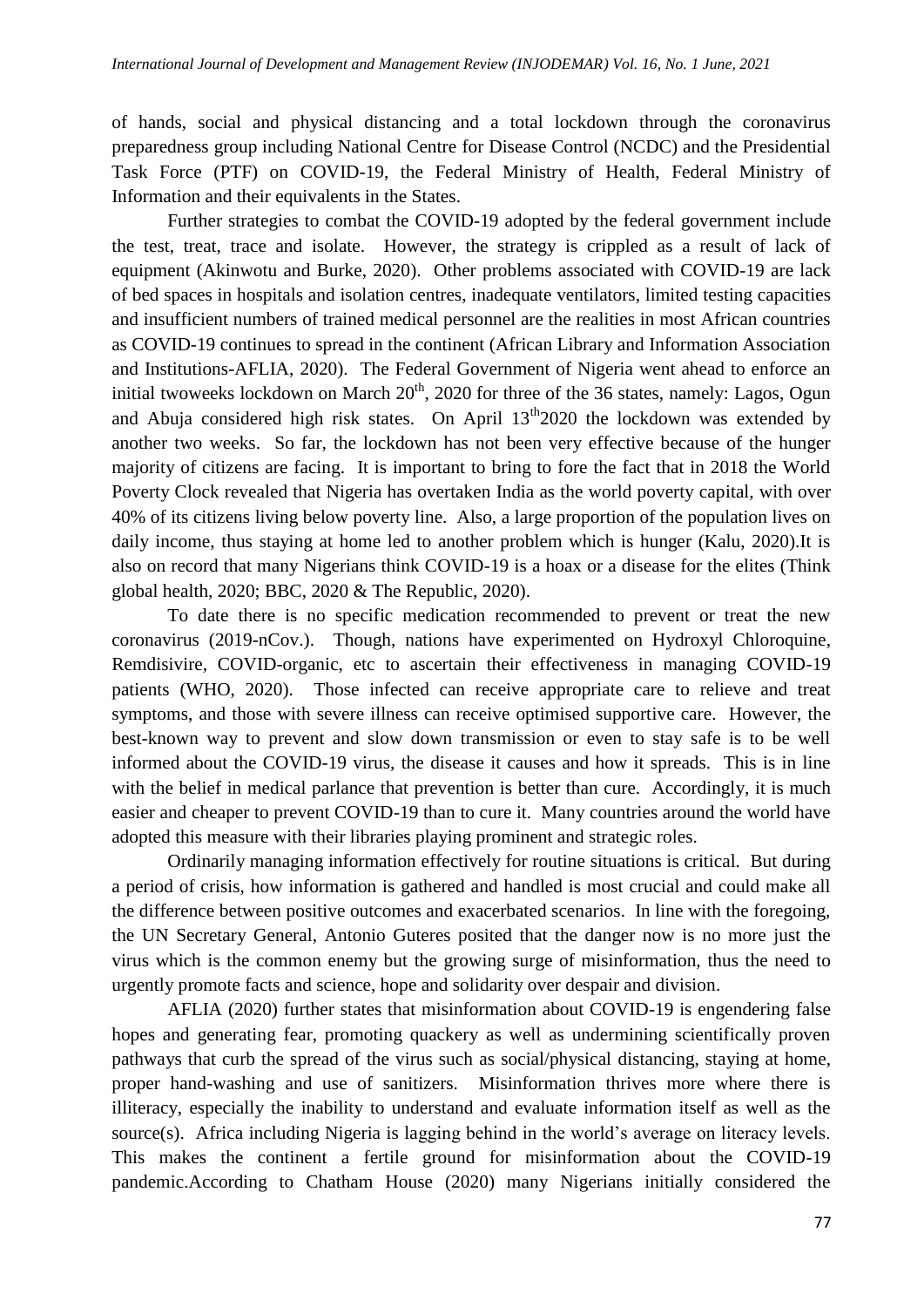of hands, social and physical distancing and a total lockdown through the coronavirus preparedness group including National Centre for Disease Control (NCDC) and the Presidential Task Force (PTF) on COVID-19, the Federal Ministry of Health, Federal Ministry of Information and their equivalents in the States.

Further strategies to combat the COVID-19 adopted by the federal government include the test, treat, trace and isolate. However, the strategy is crippled as a result of lack of equipment (Akinwotu and Burke, 2020). Other problems associated with COVID-19 are lack of bed spaces in hospitals and isolation centres, inadequate ventilators, limited testing capacities and insufficient numbers of trained medical personnel are the realities in most African countries as COVID-19 continues to spread in the continent (African Library and Information Association and Institutions-AFLIA, 2020). The Federal Government of Nigeria went ahead to enforce an initial twoweeks lockdown on March 20th, 2020 for three of the 36 states, namely: Lagos, Ogun and Abuja considered high risk states. On April 13th2020 the lockdown was extended by another two weeks. So far, the lockdown has not been very effective because of the hunger majority of citizens are facing. It is important to bring to fore the fact that in 2018 the World Poverty Clock revealed that Nigeria has overtaken India as the world poverty capital, with over 40% of its citizens living below poverty line. Also, a large proportion of the population lives on daily income, thus staying at home led to another problem which is hunger (Kalu, 2020).It is also on record that many Nigerians think COVID-19 is a hoax or a disease for the elites (Think global health, 2020; BBC, 2020 & The Republic, 2020).

To date there is no specific medication recommended to prevent or treat the new coronavirus (2019-nCov.). Though, nations have experimented on Hydroxyl Chloroquine, Remdisivire, COVID-organic, etc to ascertain their effectiveness in managing COVID-19 patients (WHO, 2020). Those infected can receive appropriate care to relieve and treat symptoms, and those with severe illness can receive optimised supportive care. However, the best-known way to prevent and slow down transmission or even to stay safe is to be well informed about the COVID-19 virus, the disease it causes and how it spreads. This is in line with the belief in medical parlance that prevention is better than cure. Accordingly, it is much easier and cheaper to prevent COVID-19 than to cure it. Many countries around the world have adopted this measure with their libraries playing prominent and strategic roles.

Ordinarily managing information effectively for routine situations is critical. But during a period of crisis, how information is gathered and handled is most crucial and could make all the difference between positive outcomes and exacerbated scenarios. In line with the foregoing, the UN Secretary General, Antonio Guteres posited that the danger now is no more just the virus which is the common enemy but the growing surge of misinformation, thus the need to urgently promote facts and science, hope and solidarity over despair and division.

AFLIA (2020) further states that misinformation about COVID-19 is engendering false hopes and generating fear, promoting quackery as well as undermining scientifically proven pathways that curb the spread of the virus such as social/physical distancing, staying at home, proper hand-washing and use of sanitizers. Misinformation thrives more where there is illiteracy, especially the inability to understand and evaluate information itself as well as the source(s). Africa including Nigeria is lagging behind in the world's average on literacy levels. This makes the continent a fertile ground for misinformation about the COVID-19 pandemic.According to Chatham House (2020) many Nigerians initially considered the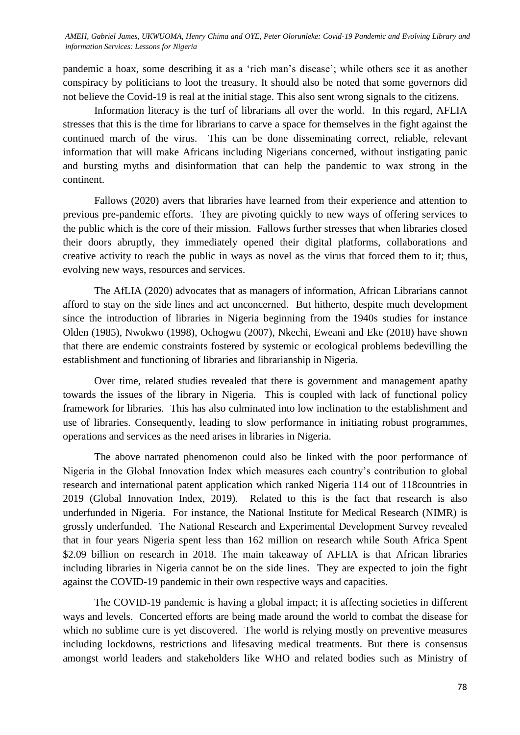pandemic a hoax, some describing it as a 'rich man's disease'; while others see it as another conspiracy by politicians to loot the treasury. It should also be noted that some governors did not believe the Covid-19 is real at the initial stage. This also sent wrong signals to the citizens.

Information literacy is the turf of librarians all over the world. In this regard, AFLIA stresses that this is the time for librarians to carve a space for themselves in the fight against the continued march of the virus. This can be done disseminating correct, reliable, relevant information that will make Africans including Nigerians concerned, without instigating panic and bursting myths and disinformation that can help the pandemic to wax strong in the continent.

Fallows (2020) avers that libraries have learned from their experience and attention to previous pre-pandemic efforts. They are pivoting quickly to new ways of offering services to the public which is the core of their mission. Fallows further stresses that when libraries closed their doors abruptly, they immediately opened their digital platforms, collaborations and creative activity to reach the public in ways as novel as the virus that forced them to it; thus, evolving new ways, resources and services.

The AfLIA (2020) advocates that as managers of information, African Librarians cannot afford to stay on the side lines and act unconcerned. But hitherto, despite much development since the introduction of libraries in Nigeria beginning from the 1940s studies for instance Olden (1985), Nwokwo (1998), Ochogwu (2007), Nkechi, Eweani and Eke (2018) have shown that there are endemic constraints fostered by systemic or ecological problems bedevilling the establishment and functioning of libraries and librarianship in Nigeria.

Over time, related studies revealed that there is government and management apathy towards the issues of the library in Nigeria. This is coupled with lack of functional policy framework for libraries. This has also culminated into low inclination to the establishment and use of libraries. Consequently, leading to slow performance in initiating robust programmes, operations and services as the need arises in libraries in Nigeria.

The above narrated phenomenon could also be linked with the poor performance of Nigeria in the Global Innovation Index which measures each country's contribution to global research and international patent application which ranked Nigeria 114 out of 118countries in 2019 (Global Innovation Index, 2019). Related to this is the fact that research is also underfunded in Nigeria. For instance, the National Institute for Medical Research (NIMR) is grossly underfunded. The National Research and Experimental Development Survey revealed that in four years Nigeria spent less than 162 million on research while South Africa Spent $2.09 billion on research in 2018. The main takeaway of AFLIA is that African libraries including libraries in Nigeria cannot be on the side lines. They are expected to join the fight against the COVID-19 pandemic in their own respective ways and capacities.

The COVID-19 pandemic is having a global impact; it is affecting societies in different ways and levels. Concerted efforts are being made around the world to combat the disease for which no sublime cure is yet discovered. The world is relying mostly on preventive measures including lockdowns, restrictions and lifesaving medical treatments. But there is consensus amongst world leaders and stakeholders like WHO and related bodies such as Ministry of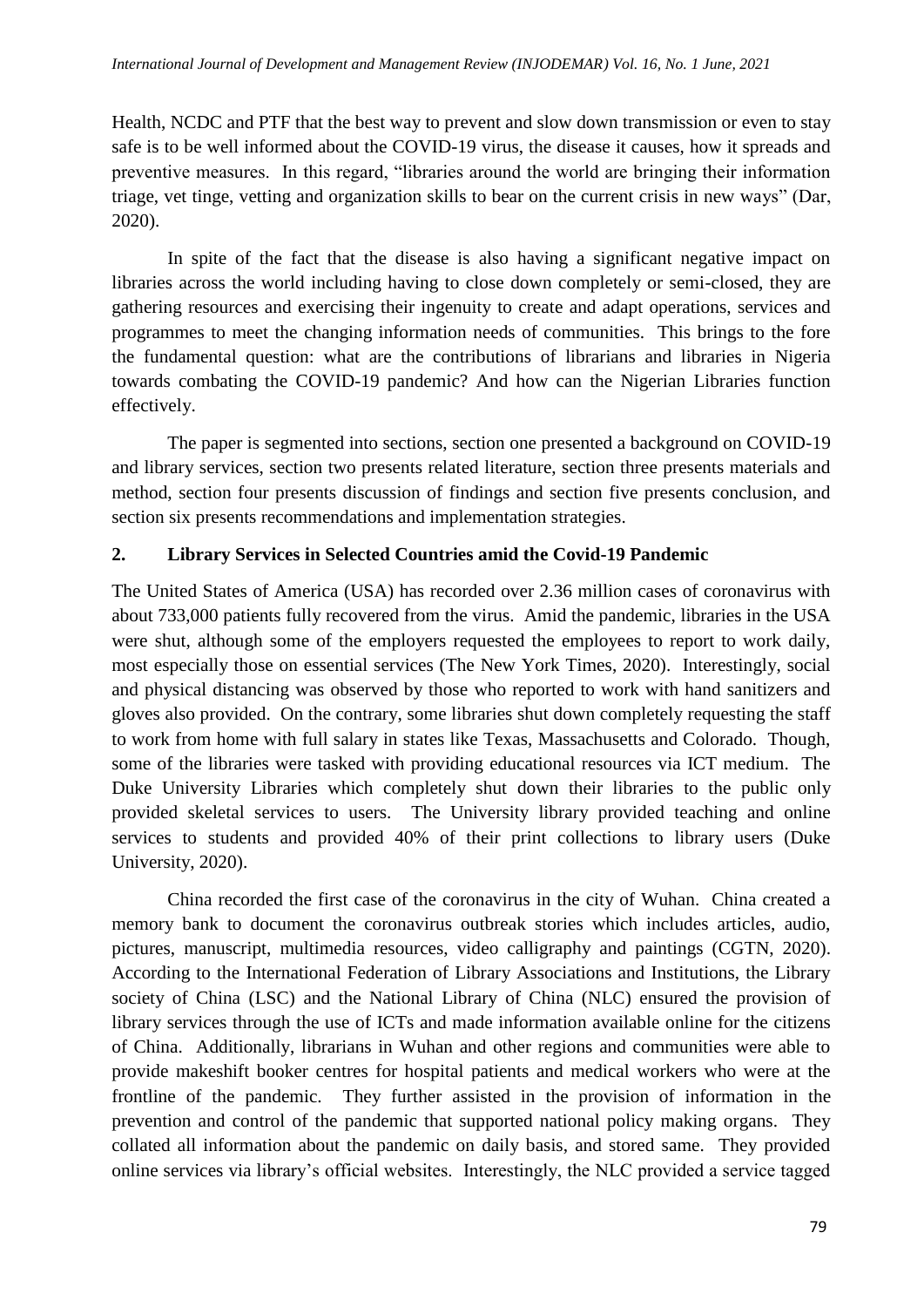Health, NCDC and PTF that the best way to prevent and slow down transmission or even to stay safe is to be well informed about the COVID-19 virus, the disease it causes, how it spreads and preventive measures. In this regard, "libraries around the world are bringing their information triage, vet tinge, vetting and organization skills to bear on the current crisis in new ways" (Dar, 2020).

In spite of the fact that the disease is also having a significant negative impact on libraries across the world including having to close down completely or semi-closed, they are gathering resources and exercising their ingenuity to create and adapt operations, services and programmes to meet the changing information needs of communities. This brings to the fore the fundamental question: what are the contributions of librarians and libraries in Nigeria towards combating the COVID-19 pandemic? And how can the Nigerian Libraries function effectively.

The paper is segmented into sections, section one presented a background on COVID-19 and library services, section two presents related literature, section three presents materials and method, section four presents discussion of findings and section five presents conclusion, and section six presents recommendations and implementation strategies.

## 2. Library Services in Selected Countries amid the Covid-19 Pandemic

The United States of America (USA) has recorded over 2.36 million cases of coronavirus with about 733,000 patients fully recovered from the virus. Amid the pandemic, libraries in the USA were shut, although some of the employers requested the employees to report to work daily, most especially those on essential services (The New York Times, 2020). Interestingly, social and physical distancing was observed by those who reported to work with hand sanitizers and gloves also provided. On the contrary, some libraries shut down completely requesting the staff to work from home with full salary in states like Texas, Massachusetts and Colorado. Though, some of the libraries were tasked with providing educational resources via ICT medium. The Duke University Libraries which completely shut down their libraries to the public only provided skeletal services to users. The University library provided teaching and online services to students and provided 40% of their print collections to library users (Duke University, 2020).

China recorded the first case of the coronavirus in the city of Wuhan. China created a memory bank to document the coronavirus outbreak stories which includes articles, audio, pictures, manuscript, multimedia resources, video calligraphy and paintings (CGTN, 2020). According to the International Federation of Library Associations and Institutions, the Library society of China (LSC) and the National Library of China (NLC) ensured the provision of library services through the use of ICTs and made information available online for the citizens of China. Additionally, librarians in Wuhan and other regions and communities were able to provide makeshift booker centres for hospital patients and medical workers who were at the frontline of the pandemic. They further assisted in the provision of information in the prevention and control of the pandemic that supported national policy making organs. They collated all information about the pandemic on daily basis, and stored same. They provided online services via library's official websites. Interestingly, the NLC provided a service tagged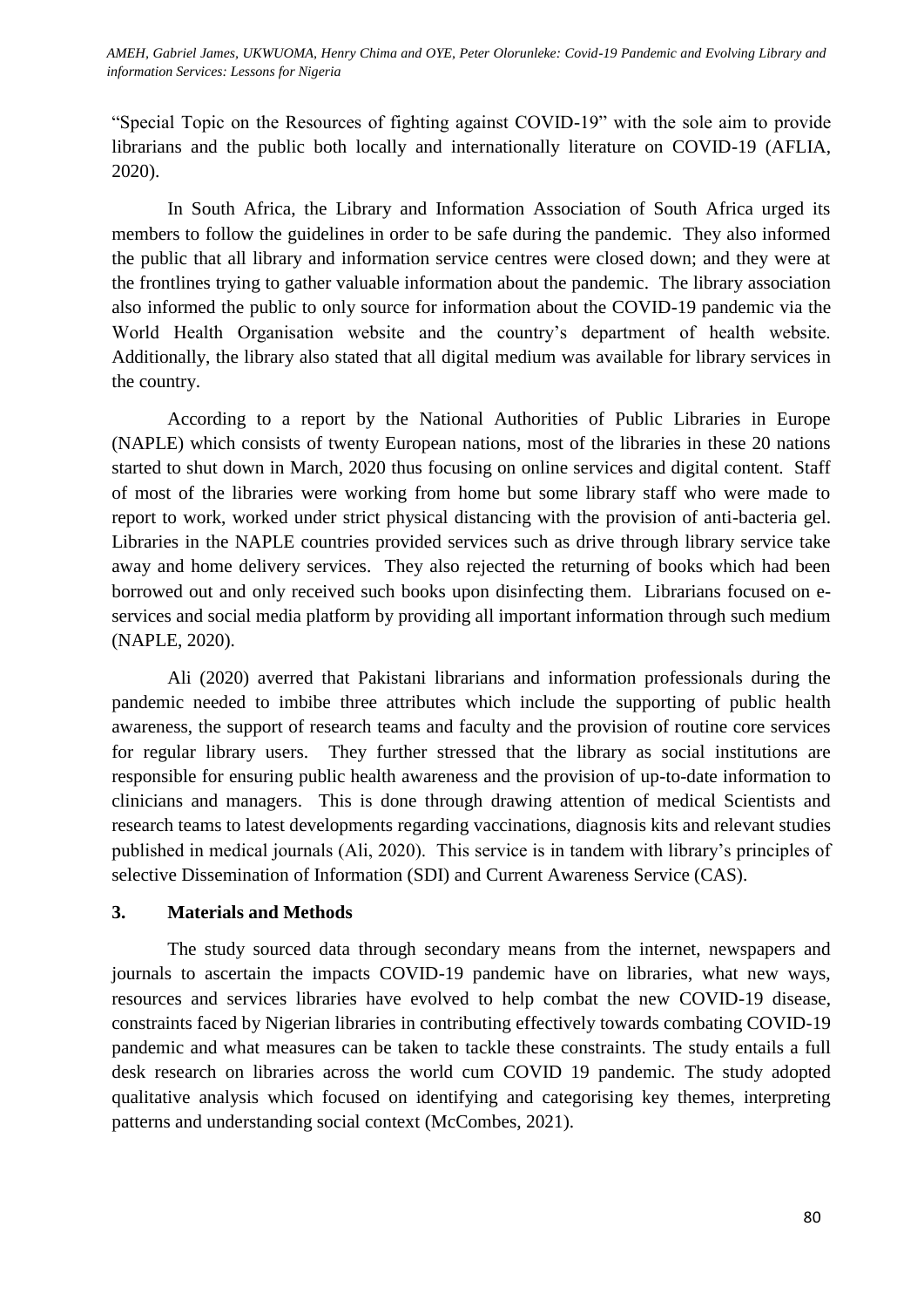"Special Topic on the Resources of fighting against COVID-19" with the sole aim to provide librarians and the public both locally and internationally literature on COVID-19 (AFLIA, 2020).

In South Africa, the Library and Information Association of South Africa urged its members to follow the guidelines in order to be safe during the pandemic. They also informed the public that all library and information service centres were closed down; and they were at the frontlines trying to gather valuable information about the pandemic. The library association also informed the public to only source for information about the COVID-19 pandemic via the World Health Organisation website and the country's department of health website. Additionally, the library also stated that all digital medium was available for library services in the country.

According to a report by the National Authorities of Public Libraries in Europe (NAPLE) which consists of twenty European nations, most of the libraries in these 20 nations started to shut down in March, 2020 thus focusing on online services and digital content. Staff of most of the libraries were working from home but some library staff who were made to report to work, worked under strict physical distancing with the provision of anti-bacteria gel. Libraries in the NAPLE countries provided services such as drive through library service take away and home delivery services. They also rejected the returning of books which had been borrowed out and only received such books upon disinfecting them. Librarians focused on e-services and social media platform by providing all important information through such medium (NAPLE, 2020).

Ali (2020) averred that Pakistani librarians and information professionals during the pandemic needed to imbibe three attributes which include the supporting of public health awareness, the support of research teams and faculty and the provision of routine core services for regular library users. They further stressed that the library as social institutions are responsible for ensuring public health awareness and the provision of up-to-date information to clinicians and managers. This is done through drawing attention of medical Scientists and research teams to latest developments regarding vaccinations, diagnosis kits and relevant studies published in medical journals (Ali, 2020). This service is in tandem with library's principles of selective Dissemination of Information (SDI) and Current Awareness Service (CAS).

## 3. Materials and Methods

The study sourced data through secondary means from the internet, newspapers and journals to ascertain the impacts COVID-19 pandemic have on libraries, what new ways, resources and services libraries have evolved to help combat the new COVID-19 disease, constraints faced by Nigerian libraries in contributing effectively towards combating COVID-19 pandemic and what measures can be taken to tackle these constraints. The study entails a full desk research on libraries across the world cum COVID 19 pandemic. The study adopted qualitative analysis which focused on identifying and categorising key themes, interpreting patterns and understanding social context (McCombes, 2021).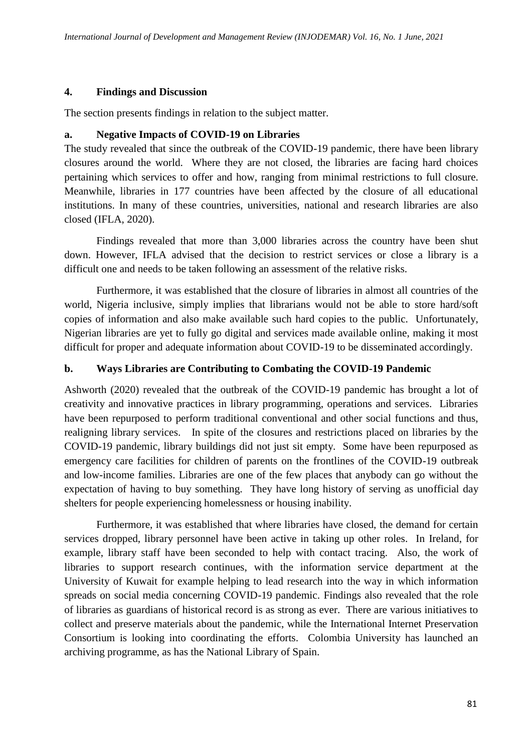## 4. Findings and Discussion

The section presents findings in relation to the subject matter.

### a. Negative Impacts of COVID-19 on Libraries

The study revealed that since the outbreak of the COVID-19 pandemic, there have been library closures around the world. Where they are not closed, the libraries are facing hard choices pertaining which services to offer and how, ranging from minimal restrictions to full closure. Meanwhile, libraries in 177 countries have been affected by the closure of all educational institutions. In many of these countries, universities, national and research libraries are also closed (IFLA, 2020).

Findings revealed that more than 3,000 libraries across the country have been shut down. However, IFLA advised that the decision to restrict services or close a library is a difficult one and needs to be taken following an assessment of the relative risks.

Furthermore, it was established that the closure of libraries in almost all countries of the world, Nigeria inclusive, simply implies that librarians would not be able to store hard/soft copies of information and also make available such hard copies to the public. Unfortunately, Nigerian libraries are yet to fully go digital and services made available online, making it most difficult for proper and adequate information about COVID-19 to be disseminated accordingly.

### b. Ways Libraries are Contributing to Combating the COVID-19 Pandemic

Ashworth (2020) revealed that the outbreak of the COVID-19 pandemic has brought a lot of creativity and innovative practices in library programming, operations and services. Libraries have been repurposed to perform traditional conventional and other social functions and thus, realigning library services. In spite of the closures and restrictions placed on libraries by the COVID-19 pandemic, library buildings did not just sit empty. Some have been repurposed as emergency care facilities for children of parents on the frontlines of the COVID-19 outbreak and low-income families. Libraries are one of the few places that anybody can go without the expectation of having to buy something. They have long history of serving as unofficial day shelters for people experiencing homelessness or housing inability.

Furthermore, it was established that where libraries have closed, the demand for certain services dropped, library personnel have been active in taking up other roles. In Ireland, for example, library staff have been seconded to help with contact tracing. Also, the work of libraries to support research continues, with the information service department at the University of Kuwait for example helping to lead research into the way in which information spreads on social media concerning COVID-19 pandemic. Findings also revealed that the role of libraries as guardians of historical record is as strong as ever. There are various initiatives to collect and preserve materials about the pandemic, while the International Internet Preservation Consortium is looking into coordinating the efforts. Colombia University has launched an archiving programme, as has the National Library of Spain.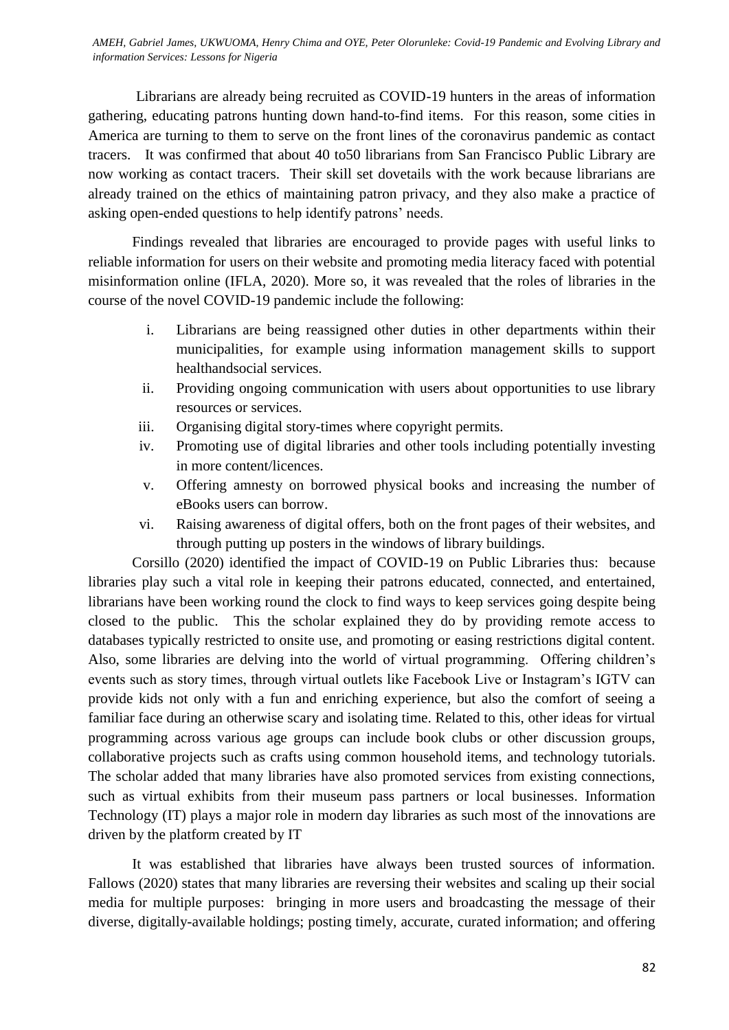Librarians are already being recruited as COVID-19 hunters in the areas of information gathering, educating patrons hunting down hand-to-find items. For this reason, some cities in America are turning to them to serve on the front lines of the coronavirus pandemic as contact tracers. It was confirmed that about 40 to50 librarians from San Francisco Public Library are now working as contact tracers. Their skill set dovetails with the work because librarians are already trained on the ethics of maintaining patron privacy, and they also make a practice of asking open-ended questions to help identify patrons' needs.

Findings revealed that libraries are encouraged to provide pages with useful links to reliable information for users on their website and promoting media literacy faced with potential misinformation online (IFLA, 2020). More so, it was revealed that the roles of libraries in the course of the novel COVID-19 pandemic include the following:

i. Librarians are being reassigned other duties in other departments within their municipalities, for example using information management skills to support healthandsocial services.
ii. Providing ongoing communication with users about opportunities to use library resources or services.
iii. Organising digital story-times where copyright permits.
iv. Promoting use of digital libraries and other tools including potentially investing in more content/licences.
v. Offering amnesty on borrowed physical books and increasing the number of eBooks users can borrow.
vi. Raising awareness of digital offers, both on the front pages of their websites, and through putting up posters in the windows of library buildings.

Corsillo (2020) identified the impact of COVID-19 on Public Libraries thus: because libraries play such a vital role in keeping their patrons educated, connected, and entertained, librarians have been working round the clock to find ways to keep services going despite being closed to the public. This the scholar explained they do by providing remote access to databases typically restricted to onsite use, and promoting or easing restrictions digital content. Also, some libraries are delving into the world of virtual programming. Offering children's events such as story times, through virtual outlets like Facebook Live or Instagram's IGTV can provide kids not only with a fun and enriching experience, but also the comfort of seeing a familiar face during an otherwise scary and isolating time. Related to this, other ideas for virtual programming across various age groups can include book clubs or other discussion groups, collaborative projects such as crafts using common household items, and technology tutorials. The scholar added that many libraries have also promoted services from existing connections, such as virtual exhibits from their museum pass partners or local businesses. Information Technology (IT) plays a major role in modern day libraries as such most of the innovations are driven by the platform created by IT

It was established that libraries have always been trusted sources of information. Fallows (2020) states that many libraries are reversing their websites and scaling up their social media for multiple purposes: bringing in more users and broadcasting the message of their diverse, digitally-available holdings; posting timely, accurate, curated information; and offering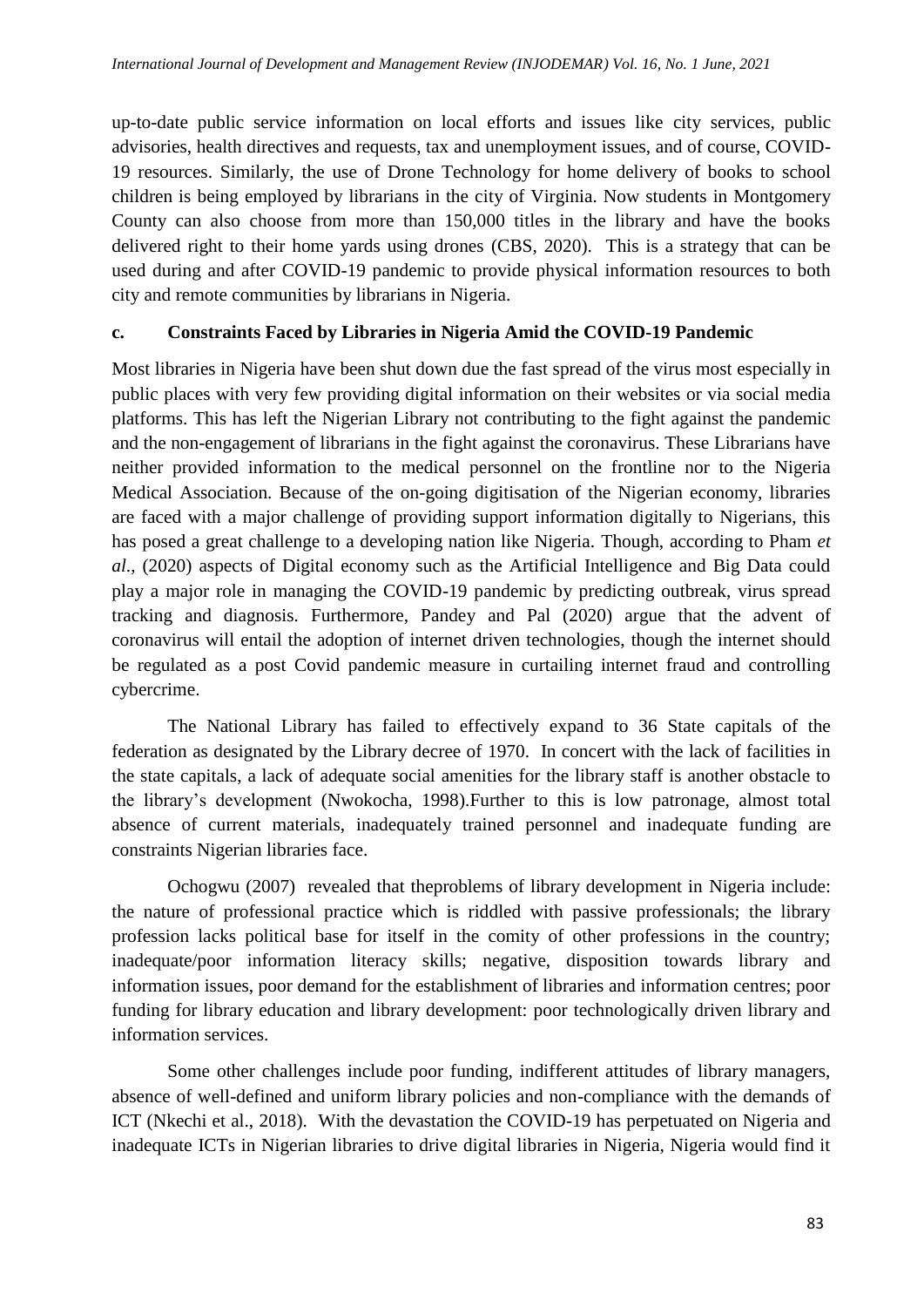up-to-date public service information on local efforts and issues like city services, public advisories, health directives and requests, tax and unemployment issues, and of course, COVID-19 resources. Similarly, the use of Drone Technology for home delivery of books to school children is being employed by librarians in the city of Virginia. Now students in Montgomery County can also choose from more than 150,000 titles in the library and have the books delivered right to their home yards using drones (CBS, 2020). This is a strategy that can be used during and after COVID-19 pandemic to provide physical information resources to both city and remote communities by librarians in Nigeria.

### c. Constraints Faced by Libraries in Nigeria Amid the COVID-19 Pandemic

Most libraries in Nigeria have been shut down due the fast spread of the virus most especially in public places with very few providing digital information on their websites or via social media platforms. This has left the Nigerian Library not contributing to the fight against the pandemic and the non-engagement of librarians in the fight against the coronavirus. These Librarians have neither provided information to the medical personnel on the frontline nor to the Nigeria Medical Association. Because of the on-going digitisation of the Nigerian economy, libraries are faced with a major challenge of providing support information digitally to Nigerians, this has posed a great challenge to a developing nation like Nigeria. Though, according to Pham *et al.*, (2020) aspects of Digital economy such as the Artificial Intelligence and Big Data could play a major role in managing the COVID-19 pandemic by predicting outbreak, virus spread tracking and diagnosis. Furthermore, Pandey and Pal (2020) argue that the advent of coronavirus will entail the adoption of internet driven technologies, though the internet should be regulated as a post Covid pandemic measure in curtailing internet fraud and controlling cybercrime.

The National Library has failed to effectively expand to 36 State capitals of the federation as designated by the Library decree of 1970. In concert with the lack of facilities in the state capitals, a lack of adequate social amenities for the library staff is another obstacle to the library's development (Nwokocha, 1998).Further to this is low patronage, almost total absence of current materials, inadequately trained personnel and inadequate funding are constraints Nigerian libraries face.

Ochogwu (2007) revealed that theproblems of library development in Nigeria include: the nature of professional practice which is riddled with passive professionals; the library profession lacks political base for itself in the comity of other professions in the country; inadequate/poor information literacy skills; negative, disposition towards library and information issues, poor demand for the establishment of libraries and information centres; poor funding for library education and library development: poor technologically driven library and information services.

Some other challenges include poor funding, indifferent attitudes of library managers, absence of well-defined and uniform library policies and non-compliance with the demands of ICT (Nkechi et al., 2018). With the devastation the COVID-19 has perpetuated on Nigeria and inadequate ICTs in Nigerian libraries to drive digital libraries in Nigeria, Nigeria would find it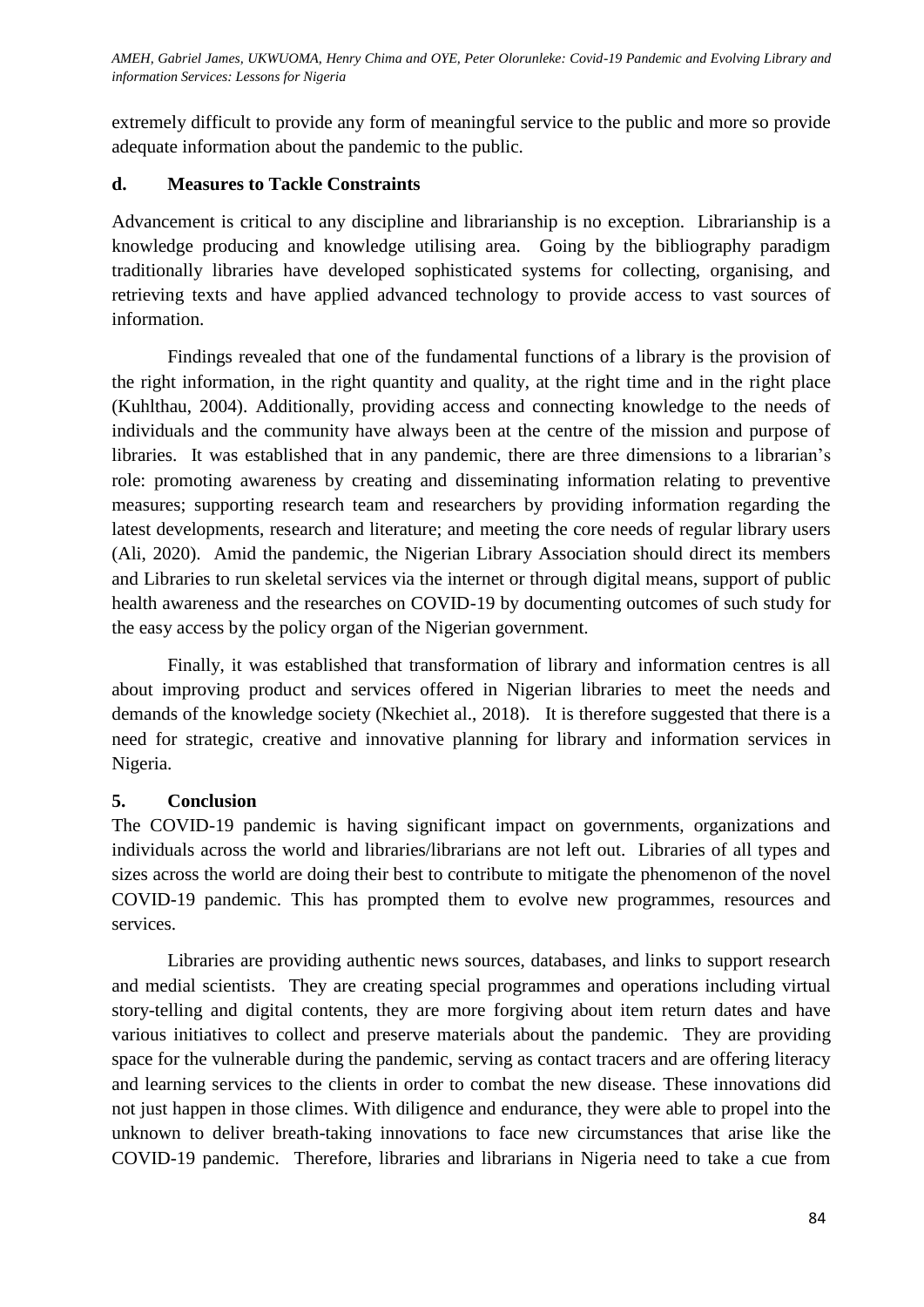extremely difficult to provide any form of meaningful service to the public and more so provide adequate information about the pandemic to the public.

### d. Measures to Tackle Constraints

Advancement is critical to any discipline and librarianship is no exception. Librarianship is a knowledge producing and knowledge utilising area. Going by the bibliography paradigm traditionally libraries have developed sophisticated systems for collecting, organising, and retrieving texts and have applied advanced technology to provide access to vast sources of information.

Findings revealed that one of the fundamental functions of a library is the provision of the right information, in the right quantity and quality, at the right time and in the right place (Kuhlthau, 2004). Additionally, providing access and connecting knowledge to the needs of individuals and the community have always been at the centre of the mission and purpose of libraries. It was established that in any pandemic, there are three dimensions to a librarian's role: promoting awareness by creating and disseminating information relating to preventive measures; supporting research team and researchers by providing information regarding the latest developments, research and literature; and meeting the core needs of regular library users (Ali, 2020). Amid the pandemic, the Nigerian Library Association should direct its members and Libraries to run skeletal services via the internet or through digital means, support of public health awareness and the researches on COVID-19 by documenting outcomes of such study for the easy access by the policy organ of the Nigerian government.

Finally, it was established that transformation of library and information centres is all about improving product and services offered in Nigerian libraries to meet the needs and demands of the knowledge society (Nkechiet al., 2018). It is therefore suggested that there is a need for strategic, creative and innovative planning for library and information services in Nigeria.

## 5. Conclusion

The COVID-19 pandemic is having significant impact on governments, organizations and individuals across the world and libraries/librarians are not left out. Libraries of all types and sizes across the world are doing their best to contribute to mitigate the phenomenon of the novel COVID-19 pandemic. This has prompted them to evolve new programmes, resources and services.

Libraries are providing authentic news sources, databases, and links to support research and medial scientists. They are creating special programmes and operations including virtual story-telling and digital contents, they are more forgiving about item return dates and have various initiatives to collect and preserve materials about the pandemic. They are providing space for the vulnerable during the pandemic, serving as contact tracers and are offering literacy and learning services to the clients in order to combat the new disease. These innovations did not just happen in those climes. With diligence and endurance, they were able to propel into the unknown to deliver breath-taking innovations to face new circumstances that arise like the COVID-19 pandemic. Therefore, libraries and librarians in Nigeria need to take a cue from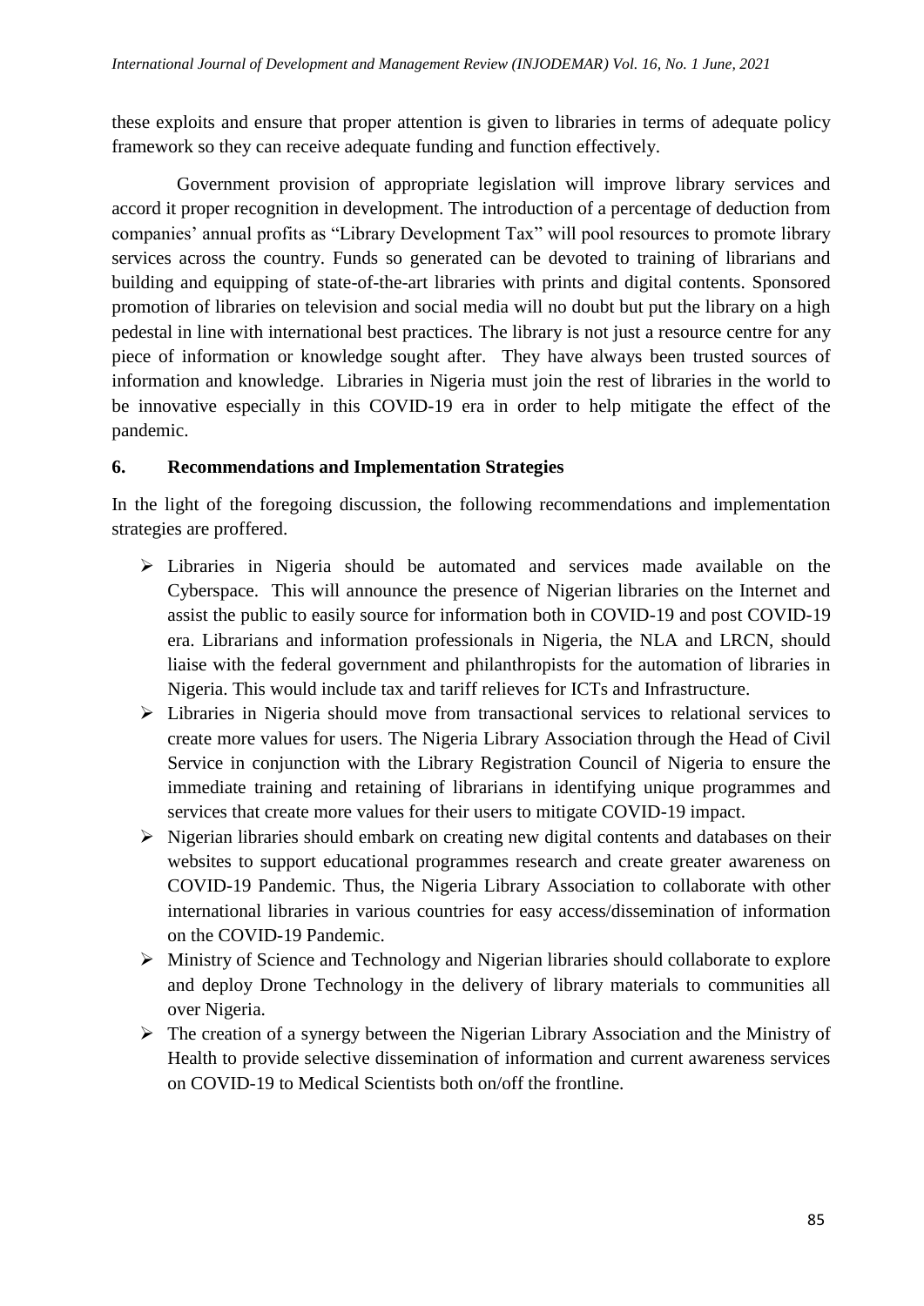these exploits and ensure that proper attention is given to libraries in terms of adequate policy framework so they can receive adequate funding and function effectively.

Government provision of appropriate legislation will improve library services and accord it proper recognition in development. The introduction of a percentage of deduction from companies' annual profits as "Library Development Tax" will pool resources to promote library services across the country. Funds so generated can be devoted to training of librarians and building and equipping of state-of-the-art libraries with prints and digital contents. Sponsored promotion of libraries on television and social media will no doubt but put the library on a high pedestal in line with international best practices. The library is not just a resource centre for any piece of information or knowledge sought after. They have always been trusted sources of information and knowledge. Libraries in Nigeria must join the rest of libraries in the world to be innovative especially in this COVID-19 era in order to help mitigate the effect of the pandemic.

## 6. Recommendations and Implementation Strategies

In the light of the foregoing discussion, the following recommendations and implementation strategies are proffered.

- Libraries in Nigeria should be automated and services made available on the Cyberspace. This will announce the presence of Nigerian libraries on the Internet and assist the public to easily source for information both in COVID-19 and post COVID-19 era. Librarians and information professionals in Nigeria, the NLA and LRCN, should liaise with the federal government and philanthropists for the automation of libraries in Nigeria. This would include tax and tariff relieves for ICTs and Infrastructure.
- Libraries in Nigeria should move from transactional services to relational services to create more values for users. The Nigeria Library Association through the Head of Civil Service in conjunction with the Library Registration Council of Nigeria to ensure the immediate training and retaining of librarians in identifying unique programmes and services that create more values for their users to mitigate COVID-19 impact.
- Nigerian libraries should embark on creating new digital contents and databases on their websites to support educational programmes research and create greater awareness on COVID-19 Pandemic. Thus, the Nigeria Library Association to collaborate with other international libraries in various countries for easy access/dissemination of information on the COVID-19 Pandemic.
- Ministry of Science and Technology and Nigerian libraries should collaborate to explore and deploy Drone Technology in the delivery of library materials to communities all over Nigeria.
- The creation of a synergy between the Nigerian Library Association and the Ministry of Health to provide selective dissemination of information and current awareness services on COVID-19 to Medical Scientists both on/off the frontline.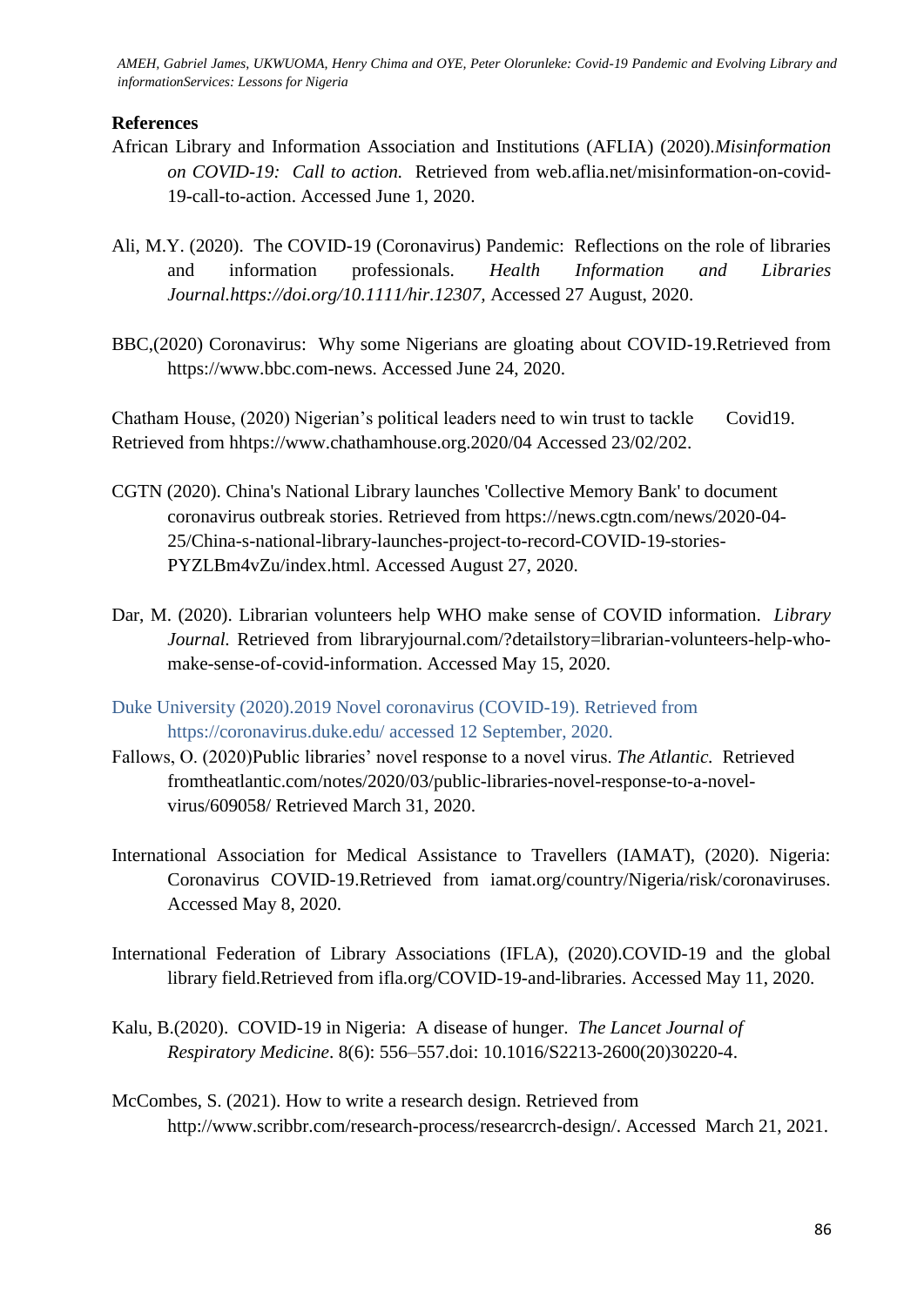## References

African Library and Information Association and Institutions (AFLIA) (2020).*Misinformation on COVID-19: Call to action.* Retrieved from web.aflia.net/misinformation-on-covid-19-call-to-action. Accessed June 1, 2020.

Ali, M.Y. (2020). The COVID-19 (Coronavirus) Pandemic: Reflections on the role of libraries and information professionals. *Health Information and Libraries Journal.https://doi.org/10.1111/hir.12307,* Accessed 27 August, 2020.

BBC,(2020) Coronavirus: Why some Nigerians are gloating about COVID-19.Retrieved from https://www.bbc.com-news. Accessed June 24, 2020.

Chatham House, (2020) Nigerian's political leaders need to win trust to tackle Covid19. Retrieved from hhttps://www.chathamhouse.org.2020/04 Accessed 23/02/202.

CGTN (2020). China's National Library launches 'Collective Memory Bank' to document coronavirus outbreak stories. Retrieved from https://news.cgtn.com/news/2020-04-25/China-s-national-library-launches-project-to-record-COVID-19-stories-PYZLBm4vZu/index.html. Accessed August 27, 2020.

Dar, M. (2020). Librarian volunteers help WHO make sense of COVID information. *Library Journal.* Retrieved from libraryjournal.com/?detailstory=librarian-volunteers-help-who-make-sense-of-covid-information. Accessed May 15, 2020.

Duke University (2020).2019 Novel coronavirus (COVID-19). Retrieved from https://coronavirus.duke.edu/ accessed 12 September, 2020.

Fallows, O. (2020)Public libraries' novel response to a novel virus. *The Atlantic.* Retrieved fromtheatlantic.com/notes/2020/03/public-libraries-novel-response-to-a-novel-virus/609058/ Retrieved March 31, 2020.

International Association for Medical Assistance to Travellers (IAMAT), (2020). Nigeria: Coronavirus COVID-19.Retrieved from iamat.org/country/Nigeria/risk/coronaviruses. Accessed May 8, 2020.

International Federation of Library Associations (IFLA), (2020).COVID-19 and the global library field.Retrieved from ifla.org/COVID-19-and-libraries. Accessed May 11, 2020.

Kalu, B.(2020). COVID-19 in Nigeria: A disease of hunger. *The Lancet Journal of Respiratory Medicine*. 8(6): 556–557.doi: 10.1016/S2213-2600(20)30220-4.

McCombes, S. (2021). How to write a research design. Retrieved from http://www.scribbr.com/research-process/researcrch-design/. Accessed March 21, 2021.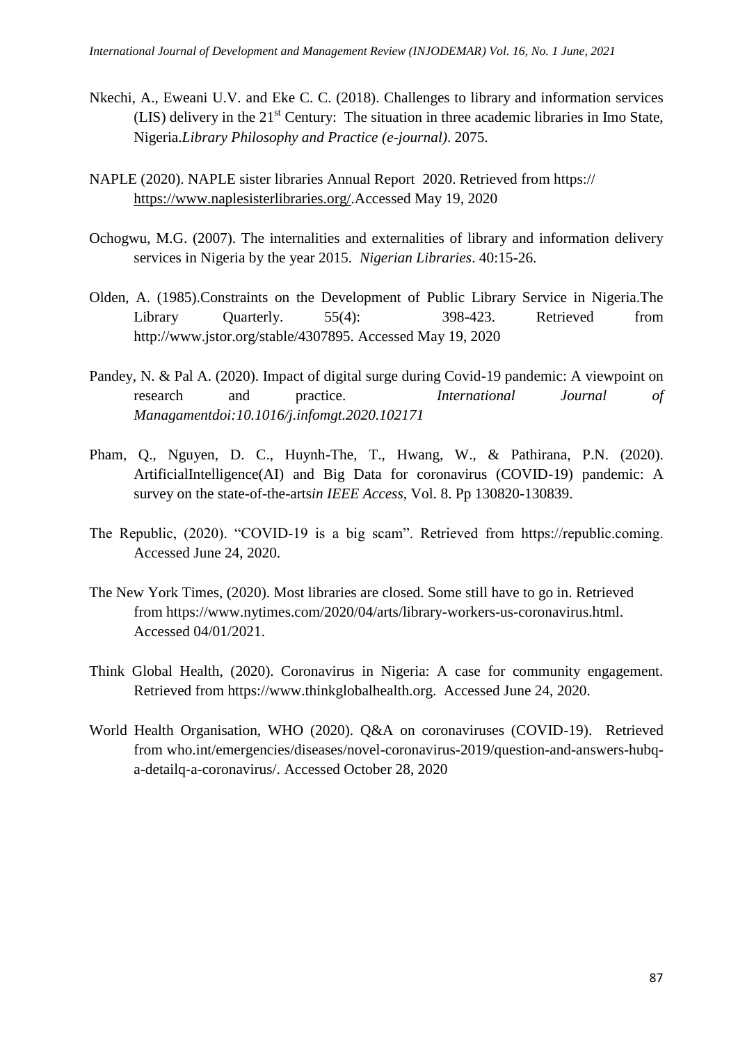Nkechi, A., Eweani U.V. and Eke C. C. (2018). Challenges to library and information services (LIS) delivery in the 21st Century: The situation in three academic libraries in Imo State, Nigeria.*Library Philosophy and Practice (e-journal)*. 2075.

NAPLE (2020). NAPLE sister libraries Annual Report 2020. Retrieved from https:// https://www.naplesisterlibraries.org/.Accessed May 19, 2020

Ochogwu, M.G. (2007). The internalities and externalities of library and information delivery services in Nigeria by the year 2015. *Nigerian Libraries*. 40:15-26.

Olden, A. (1985).Constraints on the Development of Public Library Service in Nigeria.The Library Quarterly. 55(4): 398-423. Retrieved from http://www.jstor.org/stable/4307895. Accessed May 19, 2020

Pandey, N. & Pal A. (2020). Impact of digital surge during Covid-19 pandemic: A viewpoint on research and practice. *International Journal of Managamentdoi:10.1016/j.infomgt.2020.102171*

Pham, Q., Nguyen, D. C., Huynh-The, T., Hwang, W., & Pathirana, P.N. (2020). ArtificialIntelligence(AI) and Big Data for coronavirus (COVID-19) pandemic: A survey on the state-of-the-arts*in IEEE Access*, Vol. 8. Pp 130820-130839.

The Republic, (2020). "COVID-19 is a big scam". Retrieved from https://republic.coming. Accessed June 24, 2020.

The New York Times, (2020). Most libraries are closed. Some still have to go in. Retrieved from https://www.nytimes.com/2020/04/arts/library-workers-us-coronavirus.html. Accessed 04/01/2021.

Think Global Health, (2020). Coronavirus in Nigeria: A case for community engagement. Retrieved from https://www.thinkglobalhealth.org. Accessed June 24, 2020.

World Health Organisation, WHO (2020). Q&A on coronaviruses (COVID-19). Retrieved from who.int/emergencies/diseases/novel-coronavirus-2019/question-and-answers-hubq-a-detailq-a-coronavirus/. Accessed October 28, 2020